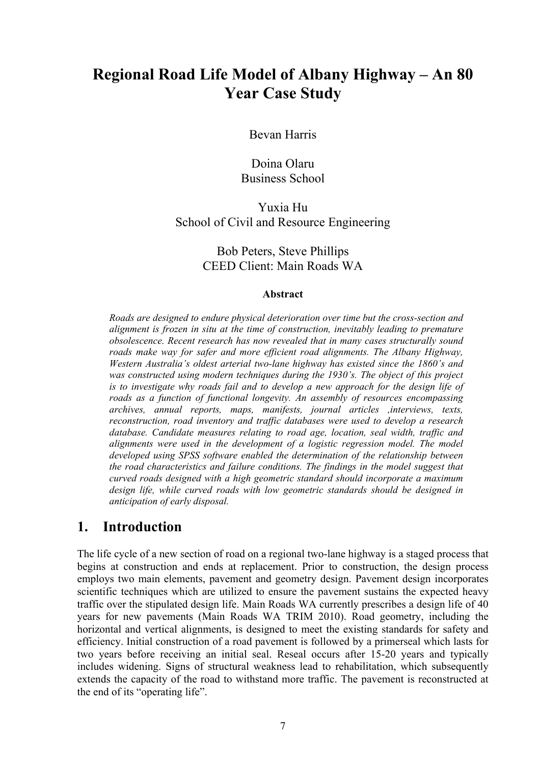# Regional Road Life Model of Albany Highway – An 80 Year Case Study

Bevan Harris

Doina Olaru
Business School

Yuxia Hu
School of Civil and Resource Engineering

Bob Peters, Steve Phillips
CEED Client: Main Roads WA

### Abstract

*Roads are designed to endure physical deterioration over time but the cross-section and alignment is frozen in situ at the time of construction, inevitably leading to premature obsolescence. Recent research has now revealed that in many cases structurally sound roads make way for safer and more efficient road alignments. The Albany Highway, Western Australia's oldest arterial two-lane highway has existed since the 1860's and was constructed using modern techniques during the 1930's. The object of this project is to investigate why roads fail and to develop a new approach for the design life of roads as a function of functional longevity. An assembly of resources encompassing archives, annual reports, maps, manifests, journal articles ,interviews, texts, reconstruction, road inventory and traffic databases were used to develop a research database. Candidate measures relating to road age, location, seal width, traffic and alignments were used in the development of a logistic regression model. The model developed using SPSS software enabled the determination of the relationship between the road characteristics and failure conditions. The findings in the model suggest that curved roads designed with a high geometric standard should incorporate a maximum design life, while curved roads with low geometric standards should be designed in anticipation of early disposal.*

## 1. Introduction

The life cycle of a new section of road on a regional two-lane highway is a staged process that begins at construction and ends at replacement. Prior to construction, the design process employs two main elements, pavement and geometry design. Pavement design incorporates scientific techniques which are utilized to ensure the pavement sustains the expected heavy traffic over the stipulated design life. Main Roads WA currently prescribes a design life of 40 years for new pavements (Main Roads WA TRIM 2010). Road geometry, including the horizontal and vertical alignments, is designed to meet the existing standards for safety and efficiency. Initial construction of a road pavement is followed by a primerseal which lasts for two years before receiving an initial seal. Reseal occurs after 15-20 years and typically includes widening. Signs of structural weakness lead to rehabilitation, which subsequently extends the capacity of the road to withstand more traffic. The pavement is reconstructed at the end of its "operating life".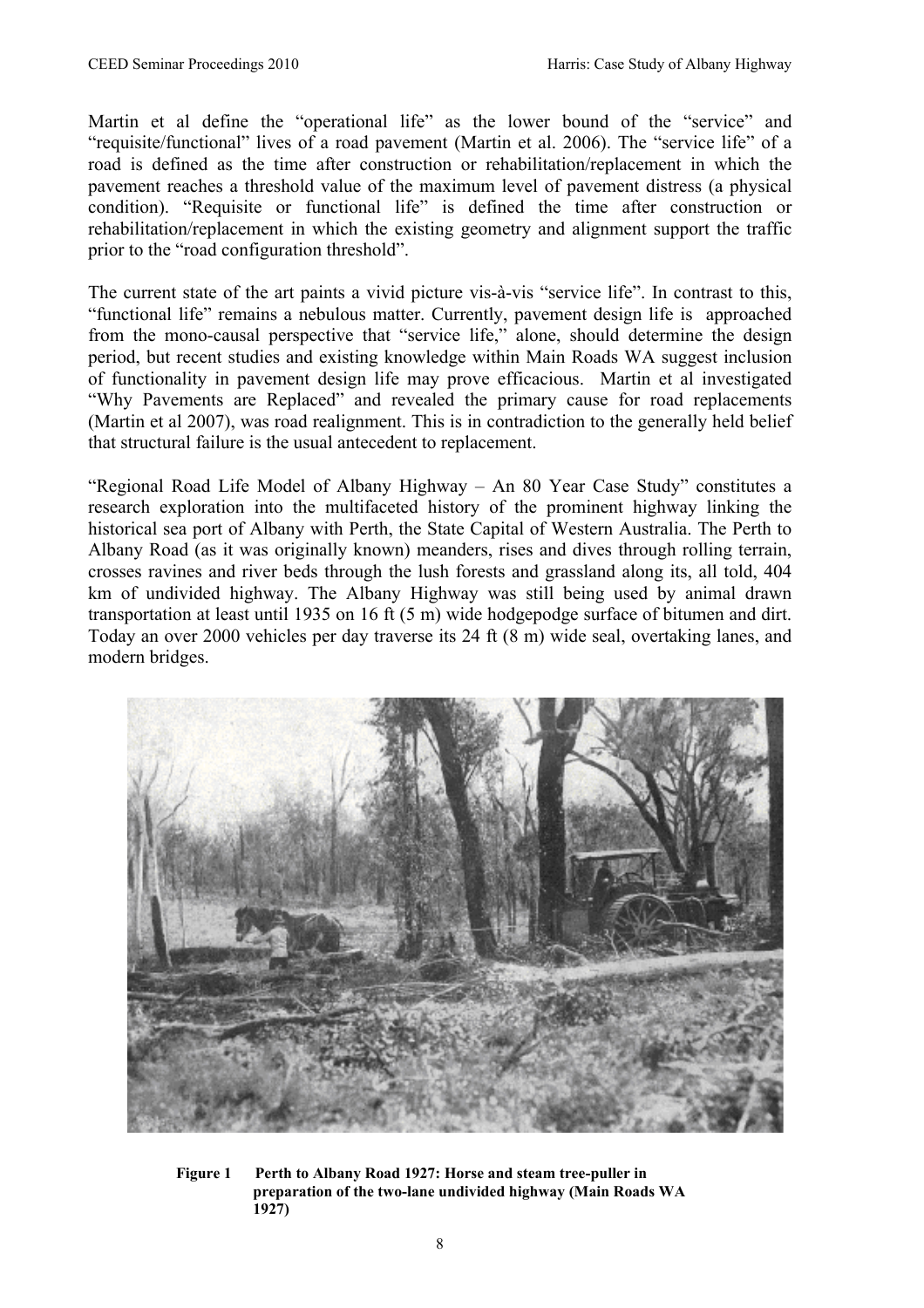Martin et al define the "operational life" as the lower bound of the "service" and "requisite/functional" lives of a road pavement (Martin et al. 2006). The "service life" of a road is defined as the time after construction or rehabilitation/replacement in which the pavement reaches a threshold value of the maximum level of pavement distress (a physical condition). "Requisite or functional life" is defined the time after construction or rehabilitation/replacement in which the existing geometry and alignment support the traffic prior to the "road configuration threshold".

The current state of the art paints a vivid picture vis-à-vis "service life". In contrast to this, "functional life" remains a nebulous matter. Currently, pavement design life is approached from the mono-causal perspective that "service life," alone, should determine the design period, but recent studies and existing knowledge within Main Roads WA suggest inclusion of functionality in pavement design life may prove efficacious. Martin et al investigated "Why Pavements are Replaced" and revealed the primary cause for road replacements (Martin et al 2007), was road realignment. This is in contradiction to the generally held belief that structural failure is the usual antecedent to replacement.

"Regional Road Life Model of Albany Highway – An 80 Year Case Study" constitutes a research exploration into the multifaceted history of the prominent highway linking the historical sea port of Albany with Perth, the State Capital of Western Australia. The Perth to Albany Road (as it was originally known) meanders, rises and dives through rolling terrain, crosses ravines and river beds through the lush forests and grassland along its, all told, 404 km of undivided highway. The Albany Highway was still being used by animal drawn transportation at least until 1935 on 16 ft (5 m) wide hodgepodge surface of bitumen and dirt. Today an over 2000 vehicles per day traverse its 24 ft (8 m) wide seal, overtaking lanes, and modern bridges.

**Figure 1 Perth to Albany Road 1927: Horse and steam tree-puller in preparation of the two-lane undivided highway (Main Roads WA 1927)**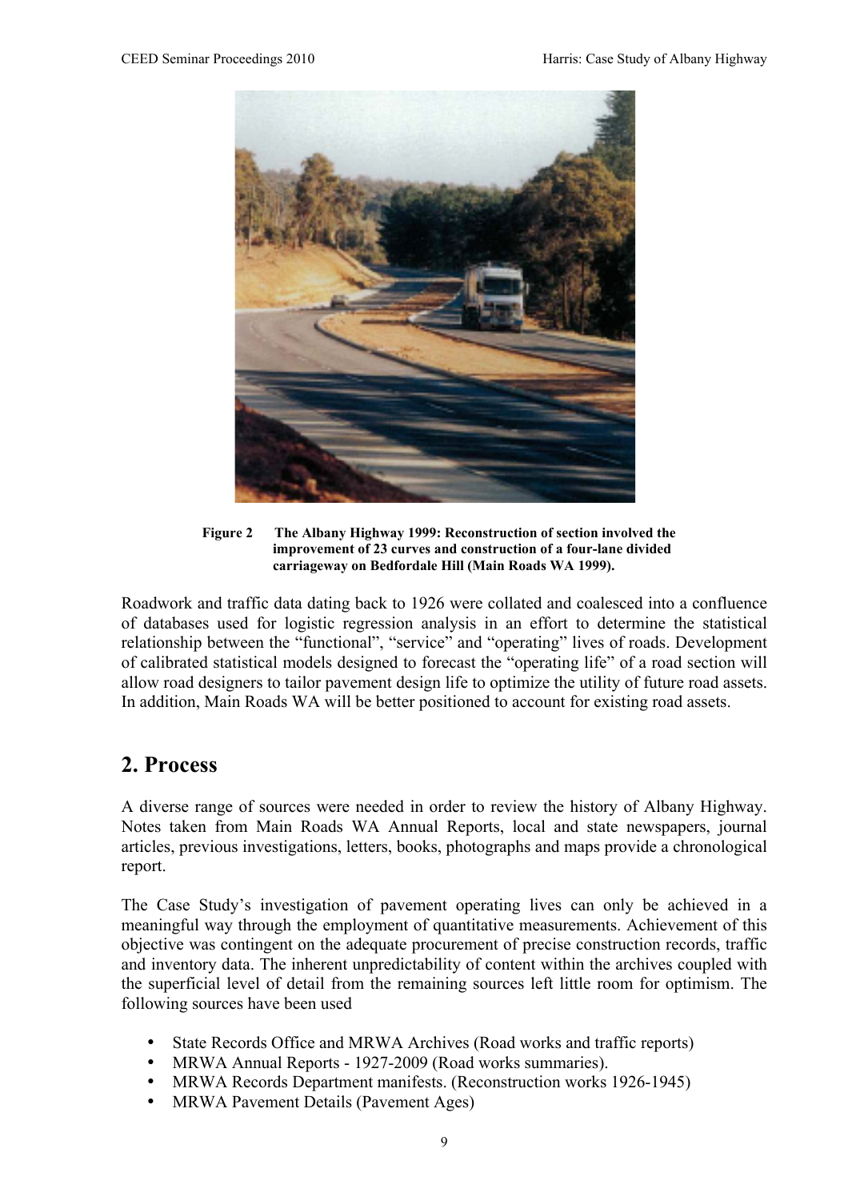**Figure 2 The Albany Highway 1999: Reconstruction of section involved the improvement of 23 curves and construction of a four-lane divided carriageway on Bedfordale Hill (Main Roads WA 1999).**

Roadwork and traffic data dating back to 1926 were collated and coalesced into a confluence of databases used for logistic regression analysis in an effort to determine the statistical relationship between the "functional", "service" and "operating" lives of roads. Development of calibrated statistical models designed to forecast the "operating life" of a road section will allow road designers to tailor pavement design life to optimize the utility of future road assets. In addition, Main Roads WA will be better positioned to account for existing road assets.

## 2. Process

A diverse range of sources were needed in order to review the history of Albany Highway. Notes taken from Main Roads WA Annual Reports, local and state newspapers, journal articles, previous investigations, letters, books, photographs and maps provide a chronological report.

The Case Study's investigation of pavement operating lives can only be achieved in a meaningful way through the employment of quantitative measurements. Achievement of this objective was contingent on the adequate procurement of precise construction records, traffic and inventory data. The inherent unpredictability of content within the archives coupled with the superficial level of detail from the remaining sources left little room for optimism. The following sources have been used

- State Records Office and MRWA Archives (Road works and traffic reports)
- MRWA Annual Reports - 1927-2009 (Road works summaries).
- MRWA Records Department manifests. (Reconstruction works 1926-1945)
- MRWA Pavement Details (Pavement Ages)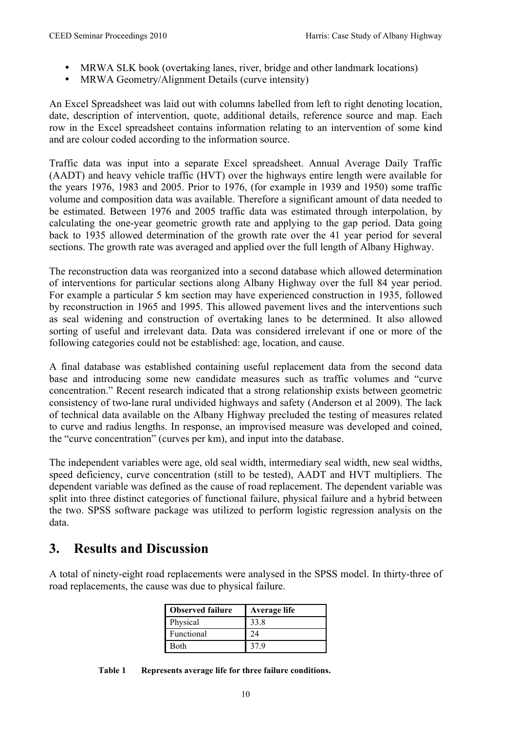- MRWA SLK book (overtaking lanes, river, bridge and other landmark locations)
- MRWA Geometry/Alignment Details (curve intensity)

An Excel Spreadsheet was laid out with columns labelled from left to right denoting location, date, description of intervention, quote, additional details, reference source and map. Each row in the Excel spreadsheet contains information relating to an intervention of some kind and are colour coded according to the information source.

Traffic data was input into a separate Excel spreadsheet. Annual Average Daily Traffic (AADT) and heavy vehicle traffic (HVT) over the highways entire length were available for the years 1976, 1983 and 2005. Prior to 1976, (for example in 1939 and 1950) some traffic volume and composition data was available. Therefore a significant amount of data needed to be estimated. Between 1976 and 2005 traffic data was estimated through interpolation, by calculating the one-year geometric growth rate and applying to the gap period. Data going back to 1935 allowed determination of the growth rate over the 41 year period for several sections. The growth rate was averaged and applied over the full length of Albany Highway.

The reconstruction data was reorganized into a second database which allowed determination of interventions for particular sections along Albany Highway over the full 84 year period. For example a particular 5 km section may have experienced construction in 1935, followed by reconstruction in 1965 and 1995. This allowed pavement lives and the interventions such as seal widening and construction of overtaking lanes to be determined. It also allowed sorting of useful and irrelevant data. Data was considered irrelevant if one or more of the following categories could not be established: age, location, and cause.

A final database was established containing useful replacement data from the second data base and introducing some new candidate measures such as traffic volumes and "curve concentration." Recent research indicated that a strong relationship exists between geometric consistency of two-lane rural undivided highways and safety (Anderson et al 2009). The lack of technical data available on the Albany Highway precluded the testing of measures related to curve and radius lengths. In response, an improvised measure was developed and coined, the "curve concentration" (curves per km), and input into the database.

The independent variables were age, old seal width, intermediary seal width, new seal widths, speed deficiency, curve concentration (still to be tested), AADT and HVT multipliers. The dependent variable was defined as the cause of road replacement. The dependent variable was split into three distinct categories of functional failure, physical failure and a hybrid between the two. SPSS software package was utilized to perform logistic regression analysis on the data.

# 3. Results and Discussion

A total of ninety-eight road replacements were analysed in the SPSS model. In thirty-three of road replacements, the cause was due to physical failure.

| Observed failure | Average life |
|---|---|
| Physical | 33.8 |
| Functional | 24 |
| Both | 37.9 |

**Table 1 Represents average life for three failure conditions.**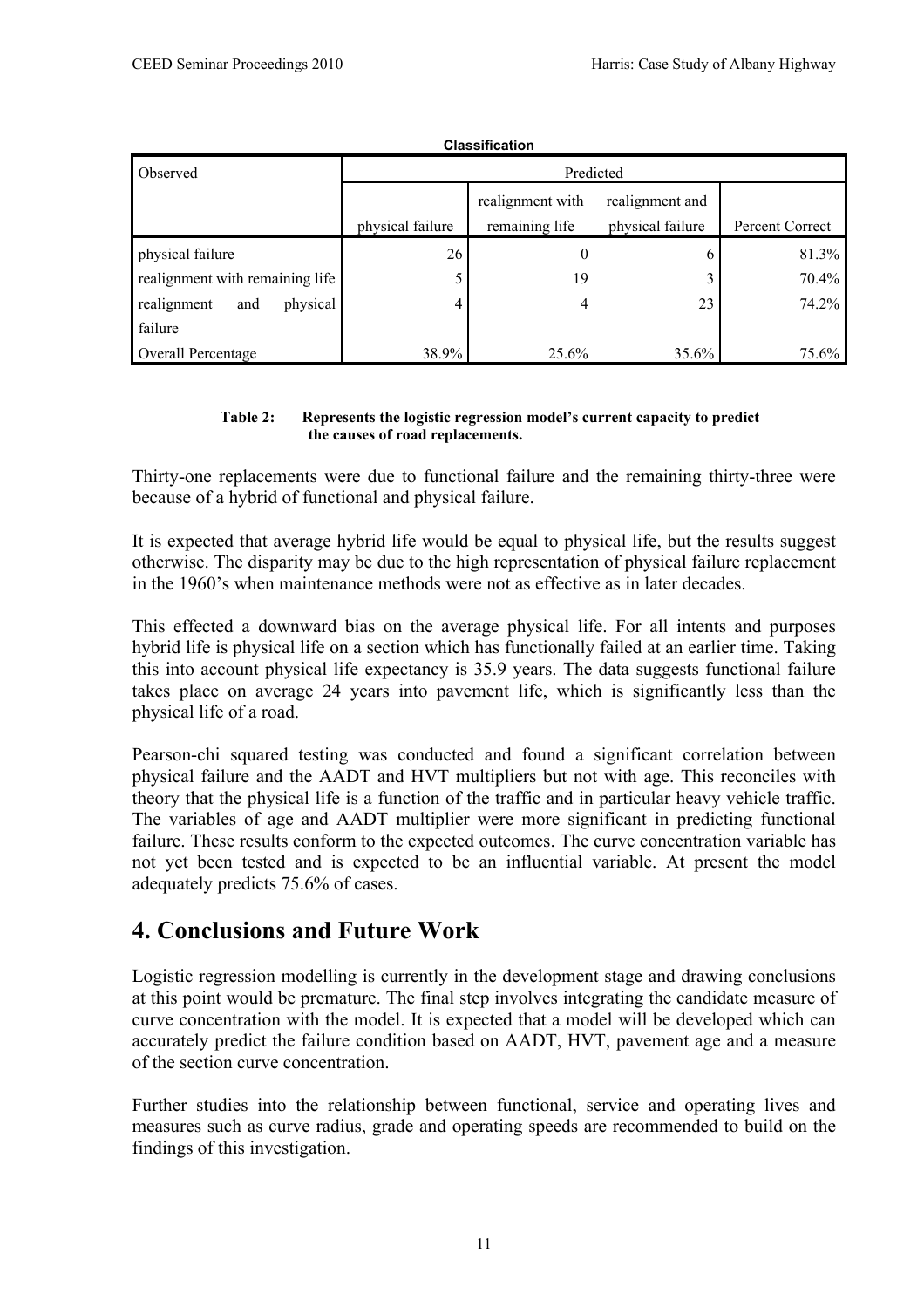**Classification**

| Observed | Predicted | | | |
|---|---|---|---|---|
| | physical failure | realignment with remaining life | realignment and physical failure | Percent Correct |
| physical failure | 26 | 0 | 6 | 81.3% |
| realignment with remaining life | 5 | 19 | 3 | 70.4% |
| realignment and physical failure | 4 | 4 | 23 | 74.2% |
| Overall Percentage | 38.9% | 25.6% | 35.6% | 75.6% |

**Table 2: Represents the logistic regression model's current capacity to predict the causes of road replacements.**

Thirty-one replacements were due to functional failure and the remaining thirty-three were because of a hybrid of functional and physical failure.

It is expected that average hybrid life would be equal to physical life, but the results suggest otherwise. The disparity may be due to the high representation of physical failure replacement in the 1960's when maintenance methods were not as effective as in later decades.

This effected a downward bias on the average physical life. For all intents and purposes hybrid life is physical life on a section which has functionally failed at an earlier time. Taking this into account physical life expectancy is 35.9 years. The data suggests functional failure takes place on average 24 years into pavement life, which is significantly less than the physical life of a road.

Pearson-chi squared testing was conducted and found a significant correlation between physical failure and the AADT and HVT multipliers but not with age. This reconciles with theory that the physical life is a function of the traffic and in particular heavy vehicle traffic. The variables of age and AADT multiplier were more significant in predicting functional failure. These results conform to the expected outcomes. The curve concentration variable has not yet been tested and is expected to be an influential variable. At present the model adequately predicts 75.6% of cases.

# 4. Conclusions and Future Work

Logistic regression modelling is currently in the development stage and drawing conclusions at this point would be premature. The final step involves integrating the candidate measure of curve concentration with the model. It is expected that a model will be developed which can accurately predict the failure condition based on AADT, HVT, pavement age and a measure of the section curve concentration.

Further studies into the relationship between functional, service and operating lives and measures such as curve radius, grade and operating speeds are recommended to build on the findings of this investigation.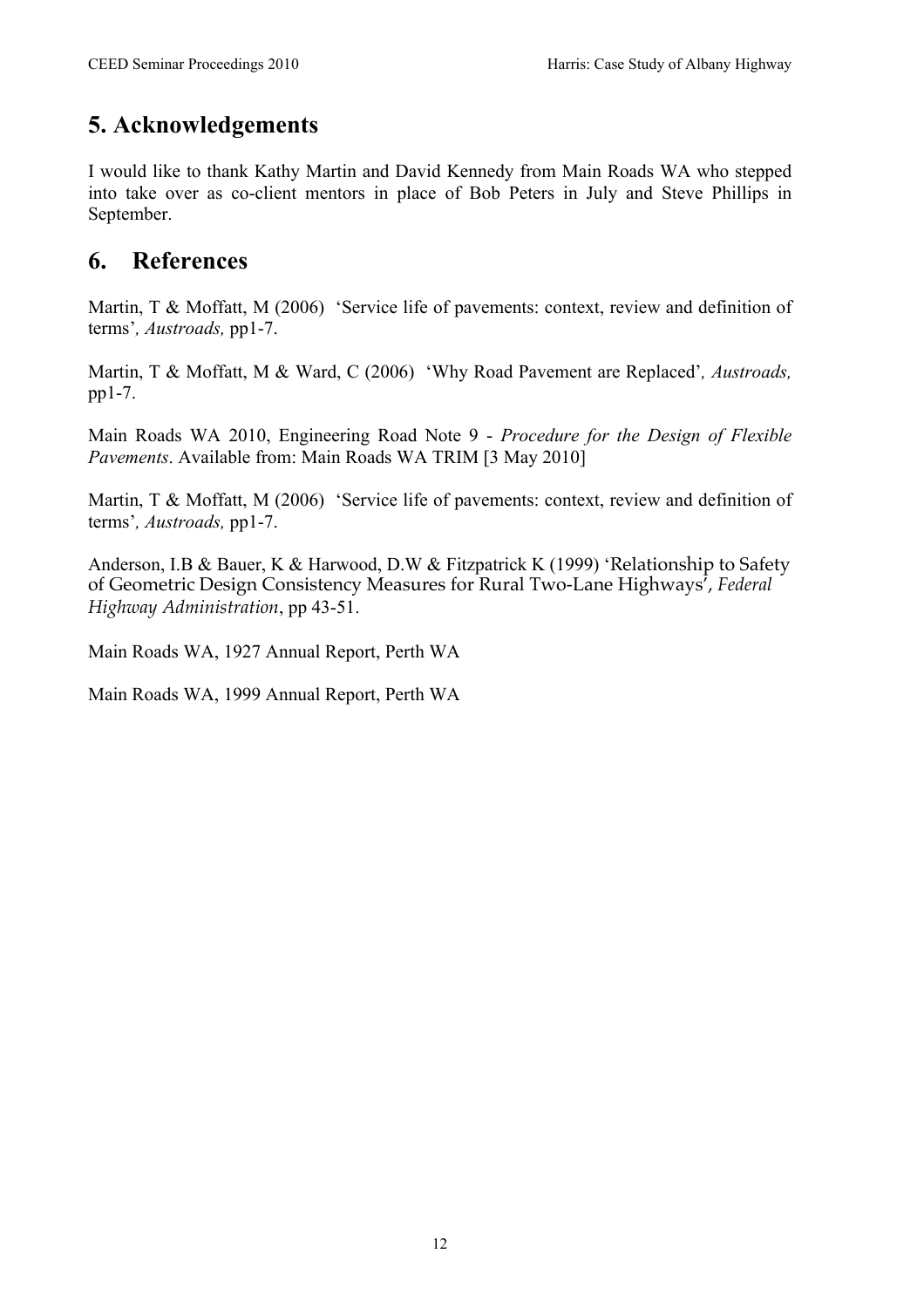## 5. Acknowledgements

I would like to thank Kathy Martin and David Kennedy from Main Roads WA who stepped into take over as co-client mentors in place of Bob Peters in July and Steve Phillips in September.

## 6. References

Martin, T & Moffatt, M (2006) 'Service life of pavements: context, review and definition of terms', *Austroads,* pp1-7.

Martin, T & Moffatt, M & Ward, C (2006) 'Why Road Pavement are Replaced', *Austroads,* pp1-7.

Main Roads WA 2010, Engineering Road Note 9 - *Procedure for the Design of Flexible Pavements*. Available from: Main Roads WA TRIM [3 May 2010]

Martin, T & Moffatt, M (2006) 'Service life of pavements: context, review and definition of terms', *Austroads,* pp1-7.

Anderson, I.B & Bauer, K & Harwood, D.W & Fitzpatrick K (1999) 'Relationship to Safety of Geometric Design Consistency Measures for Rural Two-Lane Highways', *Federal Highway Administration*, pp 43-51.

Main Roads WA, 1927 Annual Report, Perth WA

Main Roads WA, 1999 Annual Report, Perth WA